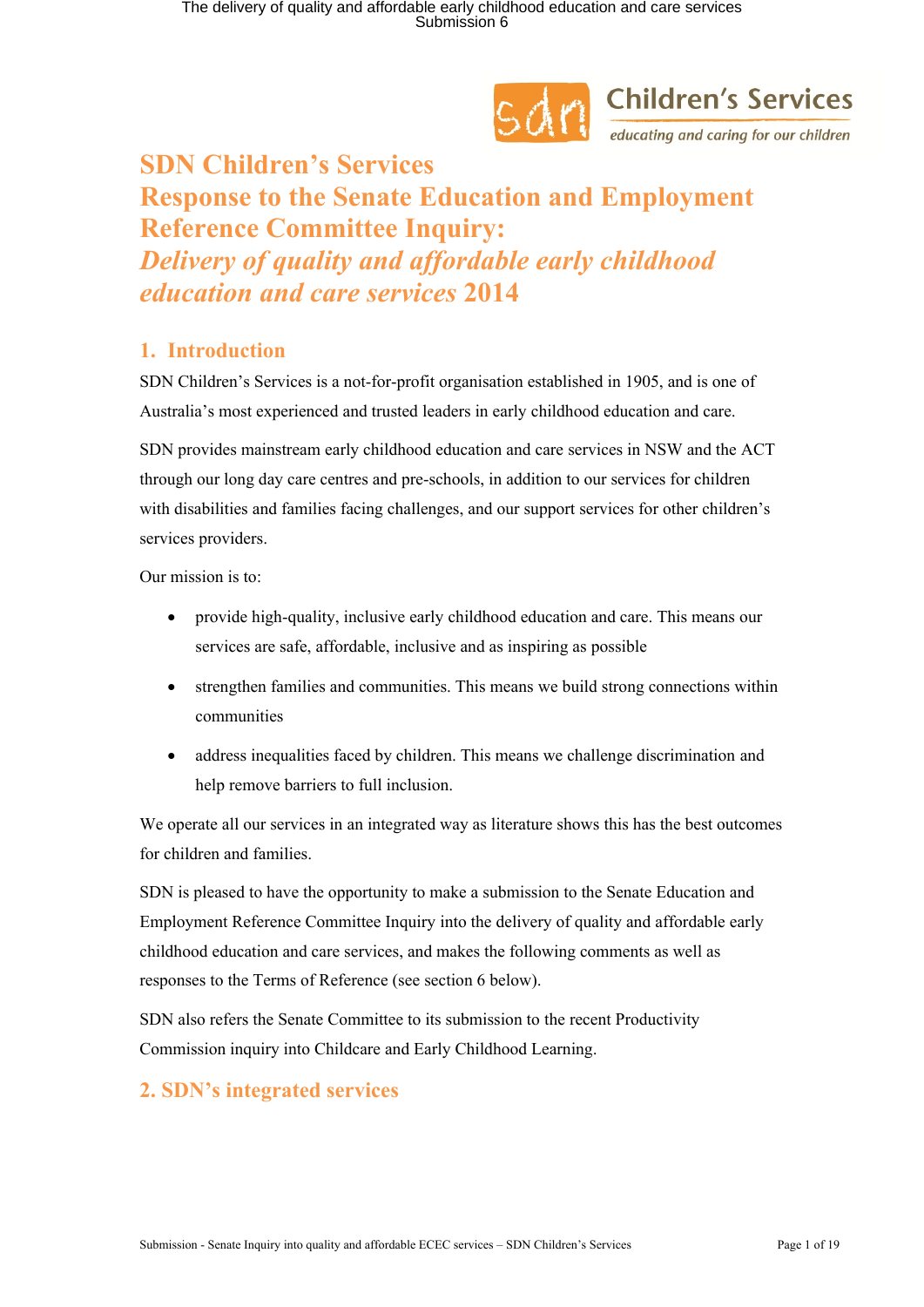# SDN Children's Services Response to the Senate Education and Employment Reference Committee Inquiry: *Delivery of quality and affordable early childhood education and care services* 2014

## 1. Introduction

SDN Children's Services is a not-for-profit organisation established in 1905, and is one of Australia's most experienced and trusted leaders in early childhood education and care.

SDN provides mainstream early childhood education and care services in NSW and the ACT through our long day care centres and pre-schools, in addition to our services for children with disabilities and families facing challenges, and our support services for other children's services providers.

Our mission is to:

- provide high-quality, inclusive early childhood education and care. This means our services are safe, affordable, inclusive and as inspiring as possible
- strengthen families and communities. This means we build strong connections within communities
- address inequalities faced by children. This means we challenge discrimination and help remove barriers to full inclusion.

We operate all our services in an integrated way as literature shows this has the best outcomes for children and families.

SDN is pleased to have the opportunity to make a submission to the Senate Education and Employment Reference Committee Inquiry into the delivery of quality and affordable early childhood education and care services, and makes the following comments as well as responses to the Terms of Reference (see section 6 below).

SDN also refers the Senate Committee to its submission to the recent Productivity Commission inquiry into Childcare and Early Childhood Learning.

## 2. SDN's integrated services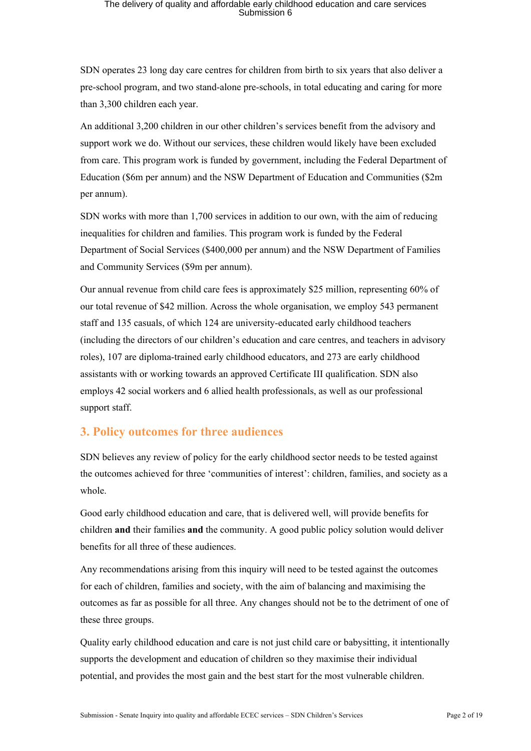SDN operates 23 long day care centres for children from birth to six years that also deliver a pre-school program, and two stand-alone pre-schools, in total educating and caring for more than 3,300 children each year.

An additional 3,200 children in our other children's services benefit from the advisory and support work we do. Without our services, these children would likely have been excluded from care. This program work is funded by government, including the Federal Department of Education ($6m per annum) and the NSW Department of Education and Communities ($2m per annum).

SDN works with more than 1,700 services in addition to our own, with the aim of reducing inequalities for children and families. This program work is funded by the Federal Department of Social Services ($400,000 per annum) and the NSW Department of Families and Community Services ($9m per annum).

Our annual revenue from child care fees is approximately $25 million, representing 60% of our total revenue of $42 million. Across the whole organisation, we employ 543 permanent staff and 135 casuals, of which 124 are university-educated early childhood teachers (including the directors of our children's education and care centres, and teachers in advisory roles), 107 are diploma-trained early childhood educators, and 273 are early childhood assistants with or working towards an approved Certificate III qualification. SDN also employs 42 social workers and 6 allied health professionals, as well as our professional support staff.

## 3. Policy outcomes for three audiences

SDN believes any review of policy for the early childhood sector needs to be tested against the outcomes achieved for three 'communities of interest': children, families, and society as a whole.

Good early childhood education and care, that is delivered well, will provide benefits for children **and** their families **and** the community. A good public policy solution would deliver benefits for all three of these audiences.

Any recommendations arising from this inquiry will need to be tested against the outcomes for each of children, families and society, with the aim of balancing and maximising the outcomes as far as possible for all three. Any changes should not be to the detriment of one of these three groups.

Quality early childhood education and care is not just child care or babysitting, it intentionally supports the development and education of children so they maximise their individual potential, and provides the most gain and the best start for the most vulnerable children.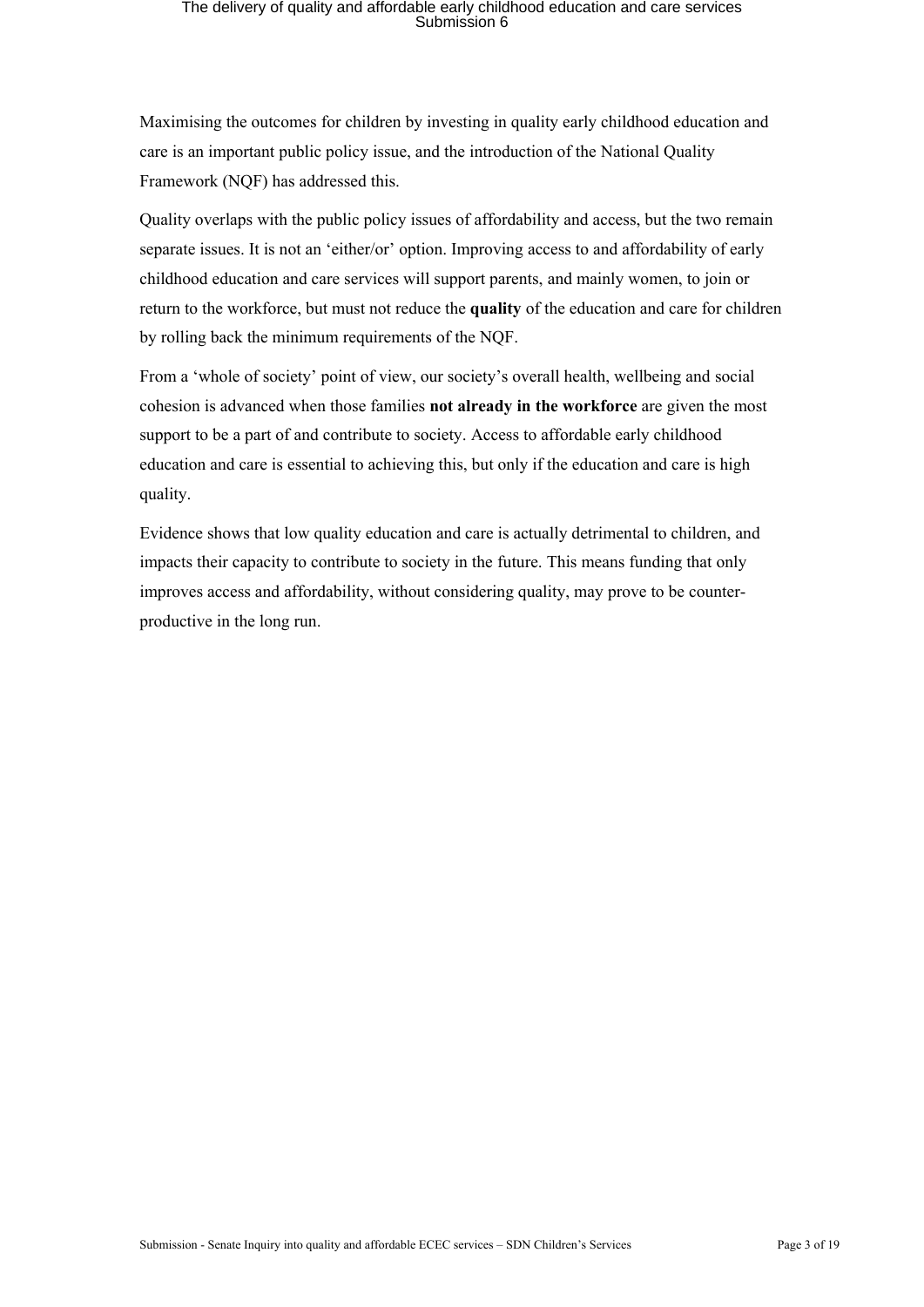Maximising the outcomes for children by investing in quality early childhood education and care is an important public policy issue, and the introduction of the National Quality Framework (NQF) has addressed this.

Quality overlaps with the public policy issues of affordability and access, but the two remain separate issues. It is not an 'either/or' option. Improving access to and affordability of early childhood education and care services will support parents, and mainly women, to join or return to the workforce, but must not reduce the **quality** of the education and care for children by rolling back the minimum requirements of the NQF.

From a 'whole of society' point of view, our society's overall health, wellbeing and social cohesion is advanced when those families **not already in the workforce** are given the most support to be a part of and contribute to society. Access to affordable early childhood education and care is essential to achieving this, but only if the education and care is high quality.

Evidence shows that low quality education and care is actually detrimental to children, and impacts their capacity to contribute to society in the future. This means funding that only improves access and affordability, without considering quality, may prove to be counter-productive in the long run.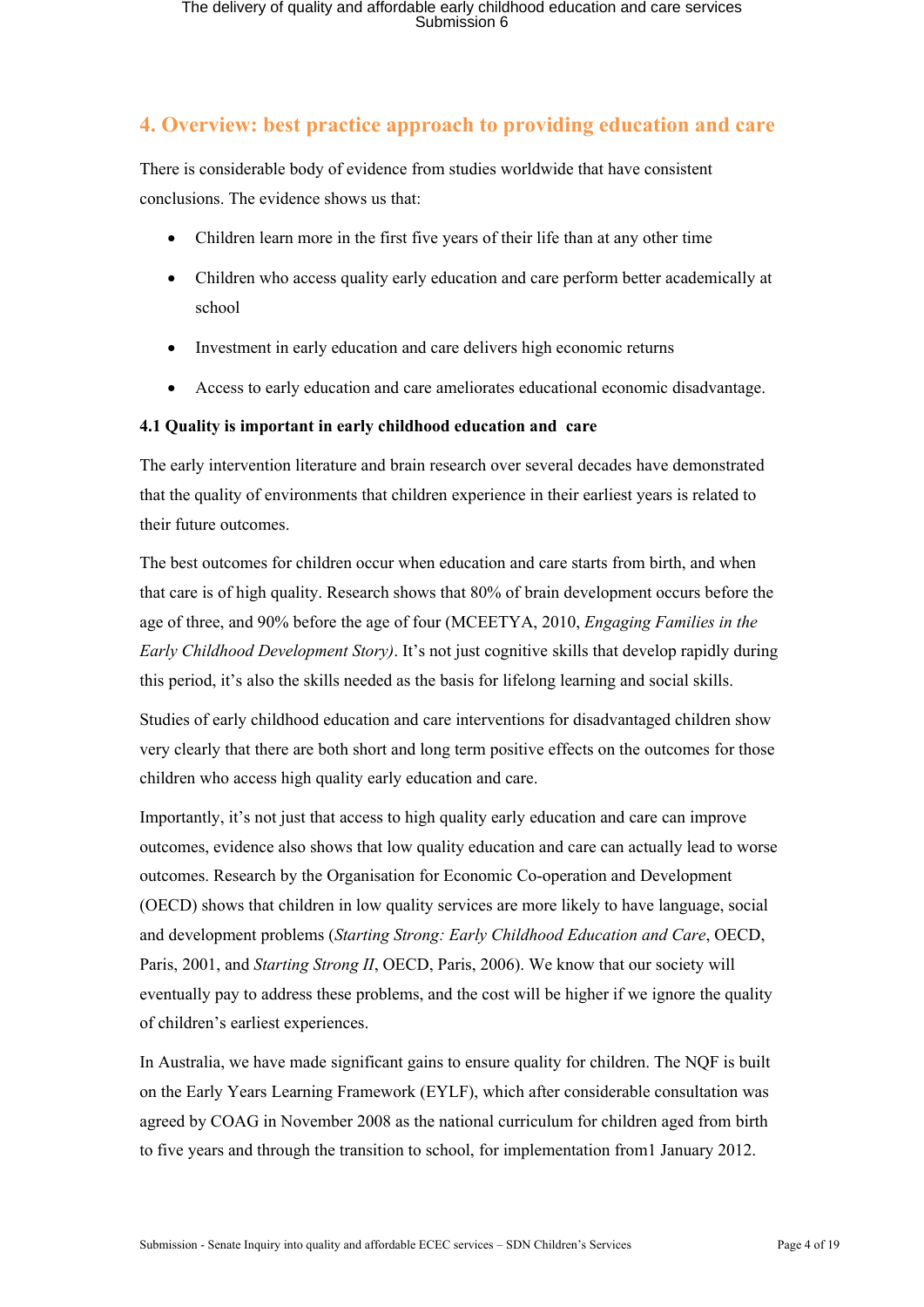## 4. Overview: best practice approach to providing education and care

There is considerable body of evidence from studies worldwide that have consistent conclusions. The evidence shows us that:

- Children learn more in the first five years of their life than at any other time
- Children who access quality early education and care perform better academically at school
- Investment in early education and care delivers high economic returns
- Access to early education and care ameliorates educational economic disadvantage.

### 4.1 Quality is important in early childhood education and care

The early intervention literature and brain research over several decades have demonstrated that the quality of environments that children experience in their earliest years is related to their future outcomes.

The best outcomes for children occur when education and care starts from birth, and when that care is of high quality. Research shows that 80% of brain development occurs before the age of three, and 90% before the age of four (MCEETYA, 2010, *Engaging Families in the Early Childhood Development Story)*. It's not just cognitive skills that develop rapidly during this period, it's also the skills needed as the basis for lifelong learning and social skills.

Studies of early childhood education and care interventions for disadvantaged children show very clearly that there are both short and long term positive effects on the outcomes for those children who access high quality early education and care.

Importantly, it's not just that access to high quality early education and care can improve outcomes, evidence also shows that low quality education and care can actually lead to worse outcomes. Research by the Organisation for Economic Co-operation and Development (OECD) shows that children in low quality services are more likely to have language, social and development problems (*Starting Strong: Early Childhood Education and Care*, OECD, Paris, 2001, and *Starting Strong II*, OECD, Paris, 2006). We know that our society will eventually pay to address these problems, and the cost will be higher if we ignore the quality of children's earliest experiences.

In Australia, we have made significant gains to ensure quality for children. The NQF is built on the Early Years Learning Framework (EYLF), which after considerable consultation was agreed by COAG in November 2008 as the national curriculum for children aged from birth to five years and through the transition to school, for implementation from1 January 2012.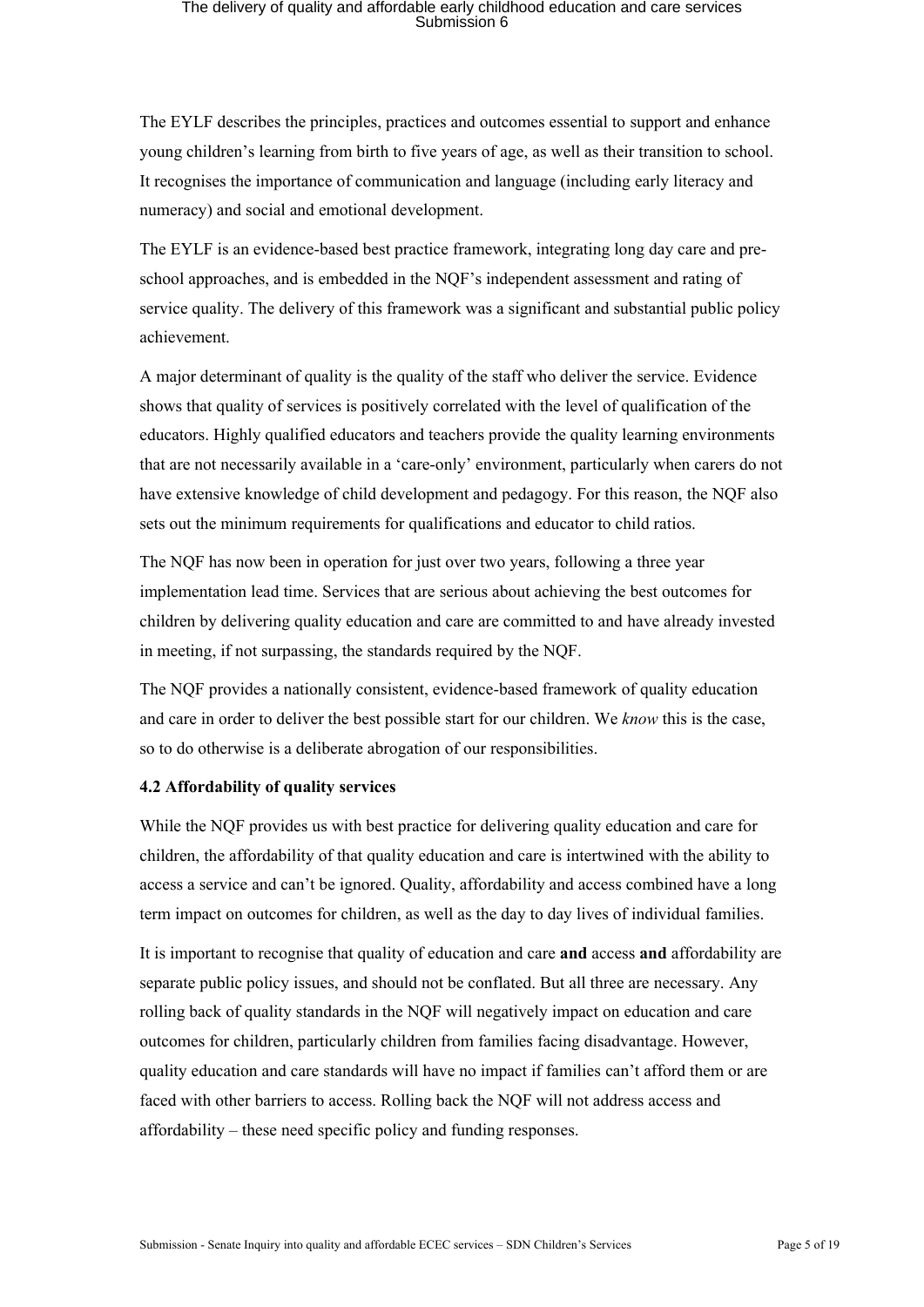The EYLF describes the principles, practices and outcomes essential to support and enhance young children's learning from birth to five years of age, as well as their transition to school. It recognises the importance of communication and language (including early literacy and numeracy) and social and emotional development.

The EYLF is an evidence-based best practice framework, integrating long day care and pre-school approaches, and is embedded in the NQF's independent assessment and rating of service quality. The delivery of this framework was a significant and substantial public policy achievement.

A major determinant of quality is the quality of the staff who deliver the service. Evidence shows that quality of services is positively correlated with the level of qualification of the educators. Highly qualified educators and teachers provide the quality learning environments that are not necessarily available in a 'care-only' environment, particularly when carers do not have extensive knowledge of child development and pedagogy. For this reason, the NQF also sets out the minimum requirements for qualifications and educator to child ratios.

The NQF has now been in operation for just over two years, following a three year implementation lead time. Services that are serious about achieving the best outcomes for children by delivering quality education and care are committed to and have already invested in meeting, if not surpassing, the standards required by the NQF.

The NQF provides a nationally consistent, evidence-based framework of quality education and care in order to deliver the best possible start for our children. We *know* this is the case, so to do otherwise is a deliberate abrogation of our responsibilities.

### 4.2 Affordability of quality services

While the NQF provides us with best practice for delivering quality education and care for children, the affordability of that quality education and care is intertwined with the ability to access a service and can't be ignored. Quality, affordability and access combined have a long term impact on outcomes for children, as well as the day to day lives of individual families.

It is important to recognise that quality of education and care **and** access **and** affordability are separate public policy issues, and should not be conflated. But all three are necessary. Any rolling back of quality standards in the NQF will negatively impact on education and care outcomes for children, particularly children from families facing disadvantage. However, quality education and care standards will have no impact if families can't afford them or are faced with other barriers to access. Rolling back the NQF will not address access and affordability – these need specific policy and funding responses.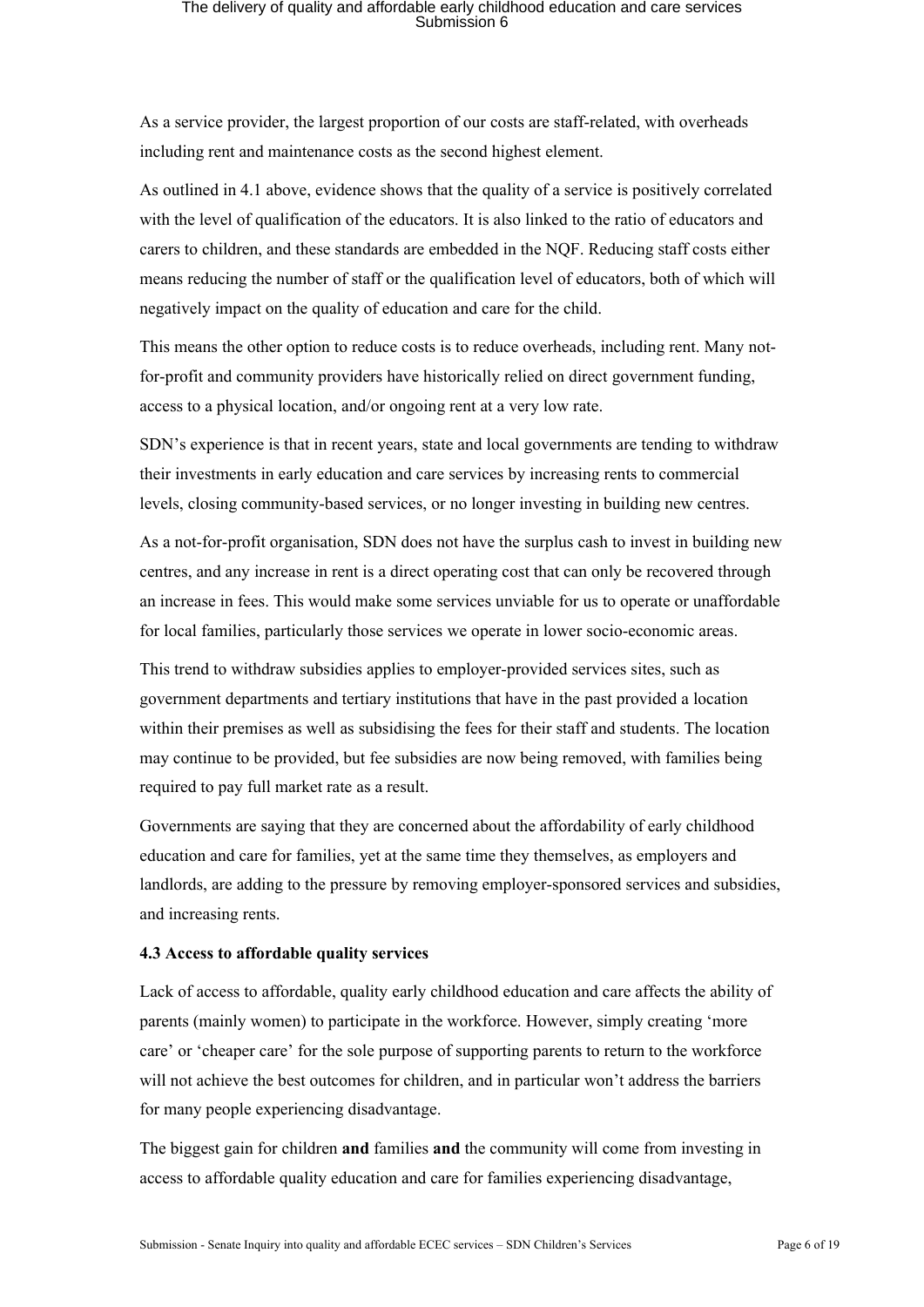As a service provider, the largest proportion of our costs are staff-related, with overheads including rent and maintenance costs as the second highest element.

As outlined in 4.1 above, evidence shows that the quality of a service is positively correlated with the level of qualification of the educators. It is also linked to the ratio of educators and carers to children, and these standards are embedded in the NQF. Reducing staff costs either means reducing the number of staff or the qualification level of educators, both of which will negatively impact on the quality of education and care for the child.

This means the other option to reduce costs is to reduce overheads, including rent. Many not-for-profit and community providers have historically relied on direct government funding, access to a physical location, and/or ongoing rent at a very low rate.

SDN's experience is that in recent years, state and local governments are tending to withdraw their investments in early education and care services by increasing rents to commercial levels, closing community-based services, or no longer investing in building new centres.

As a not-for-profit organisation, SDN does not have the surplus cash to invest in building new centres, and any increase in rent is a direct operating cost that can only be recovered through an increase in fees. This would make some services unviable for us to operate or unaffordable for local families, particularly those services we operate in lower socio-economic areas.

This trend to withdraw subsidies applies to employer-provided services sites, such as government departments and tertiary institutions that have in the past provided a location within their premises as well as subsidising the fees for their staff and students. The location may continue to be provided, but fee subsidies are now being removed, with families being required to pay full market rate as a result.

Governments are saying that they are concerned about the affordability of early childhood education and care for families, yet at the same time they themselves, as employers and landlords, are adding to the pressure by removing employer-sponsored services and subsidies, and increasing rents.

### 4.3 Access to affordable quality services

Lack of access to affordable, quality early childhood education and care affects the ability of parents (mainly women) to participate in the workforce. However, simply creating 'more care' or 'cheaper care' for the sole purpose of supporting parents to return to the workforce will not achieve the best outcomes for children, and in particular won't address the barriers for many people experiencing disadvantage.

The biggest gain for children **and** families **and** the community will come from investing in access to affordable quality education and care for families experiencing disadvantage,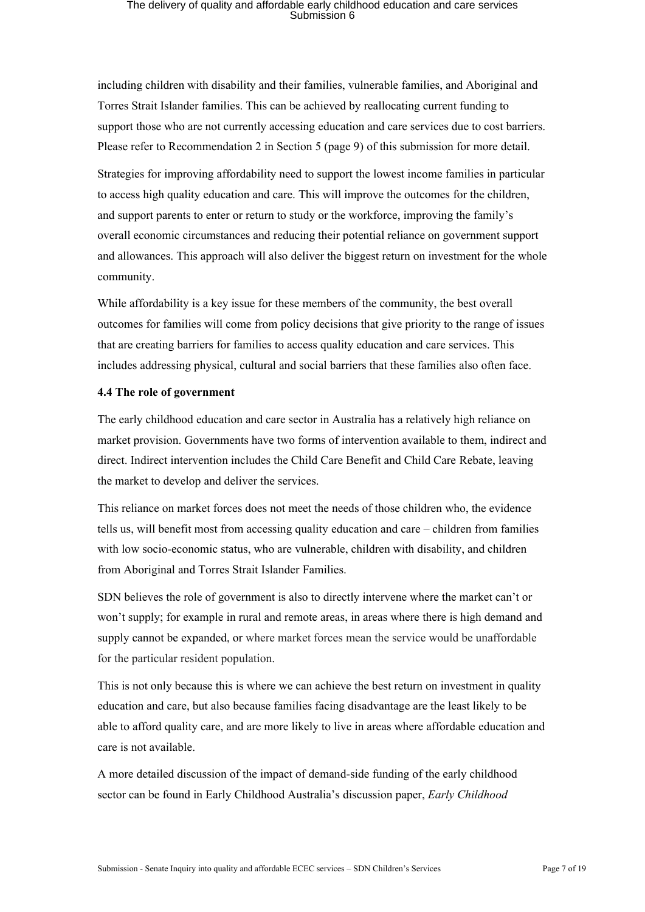including children with disability and their families, vulnerable families, and Aboriginal and Torres Strait Islander families. This can be achieved by reallocating current funding to support those who are not currently accessing education and care services due to cost barriers. Please refer to Recommendation 2 in Section 5 (page 9) of this submission for more detail.

Strategies for improving affordability need to support the lowest income families in particular to access high quality education and care. This will improve the outcomes for the children, and support parents to enter or return to study or the workforce, improving the family's overall economic circumstances and reducing their potential reliance on government support and allowances. This approach will also deliver the biggest return on investment for the whole community.

While affordability is a key issue for these members of the community, the best overall outcomes for families will come from policy decisions that give priority to the range of issues that are creating barriers for families to access quality education and care services. This includes addressing physical, cultural and social barriers that these families also often face.

**4.4 The role of government**

The early childhood education and care sector in Australia has a relatively high reliance on market provision. Governments have two forms of intervention available to them, indirect and direct. Indirect intervention includes the Child Care Benefit and Child Care Rebate, leaving the market to develop and deliver the services.

This reliance on market forces does not meet the needs of those children who, the evidence tells us, will benefit most from accessing quality education and care – children from families with low socio-economic status, who are vulnerable, children with disability, and children from Aboriginal and Torres Strait Islander Families.

SDN believes the role of government is also to directly intervene where the market can't or won't supply; for example in rural and remote areas, in areas where there is high demand and supply cannot be expanded, or where market forces mean the service would be unaffordable for the particular resident population.

This is not only because this is where we can achieve the best return on investment in quality education and care, but also because families facing disadvantage are the least likely to be able to afford quality care, and are more likely to live in areas where affordable education and care is not available.

A more detailed discussion of the impact of demand-side funding of the early childhood sector can be found in Early Childhood Australia's discussion paper, *Early Childhood*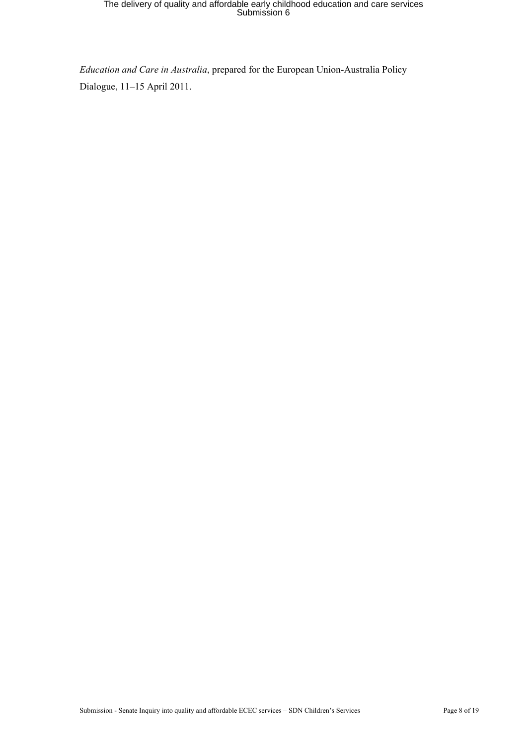*Education and Care in Australia*, prepared for the European Union-Australia Policy Dialogue, 11–15 April 2011.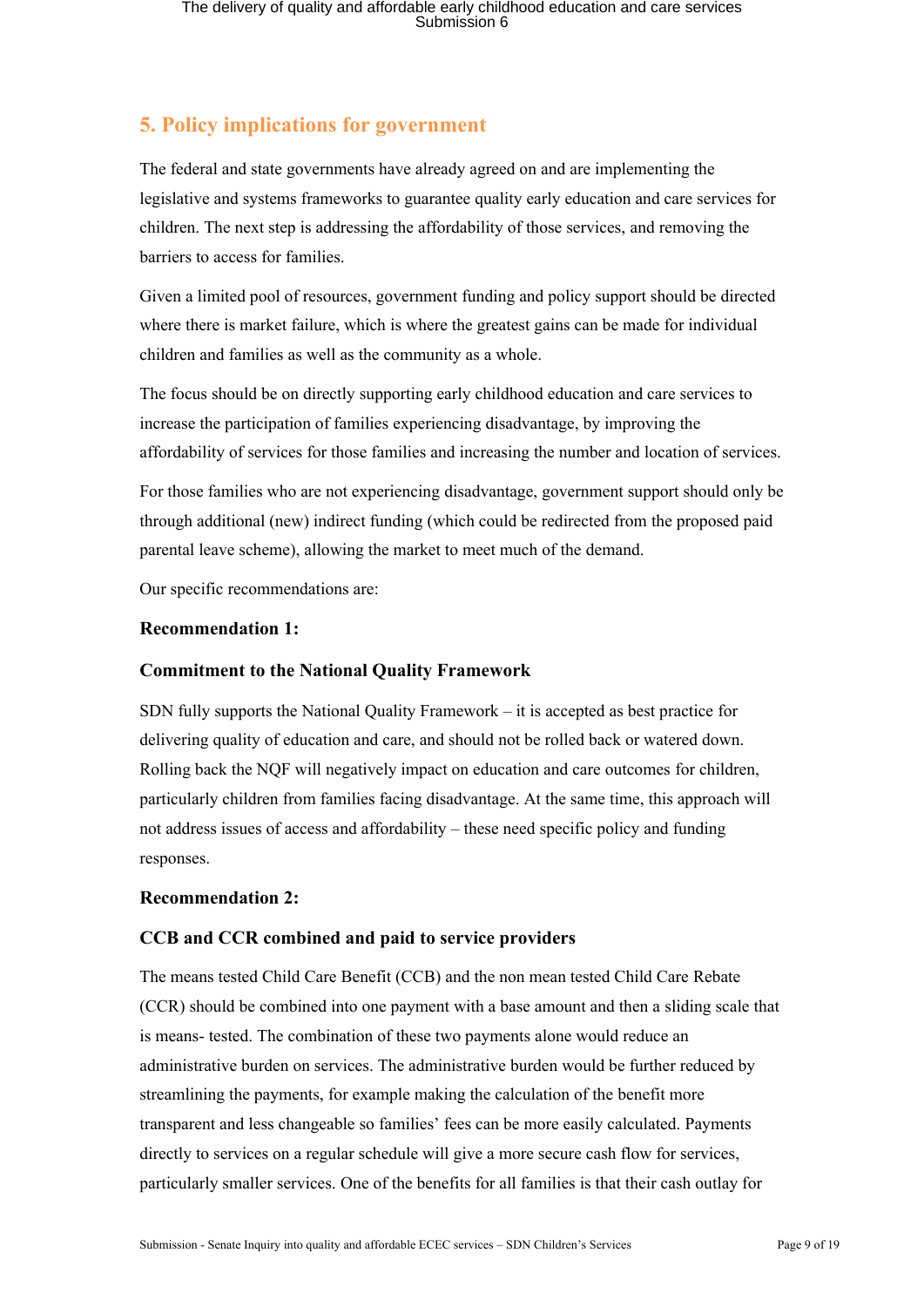## 5. Policy implications for government

The federal and state governments have already agreed on and are implementing the legislative and systems frameworks to guarantee quality early education and care services for children. The next step is addressing the affordability of those services, and removing the barriers to access for families.

Given a limited pool of resources, government funding and policy support should be directed where there is market failure, which is where the greatest gains can be made for individual children and families as well as the community as a whole.

The focus should be on directly supporting early childhood education and care services to increase the participation of families experiencing disadvantage, by improving the affordability of services for those families and increasing the number and location of services.

For those families who are not experiencing disadvantage, government support should only be through additional (new) indirect funding (which could be redirected from the proposed paid parental leave scheme), allowing the market to meet much of the demand.

Our specific recommendations are:

### Recommendation 1:

### Commitment to the National Quality Framework

SDN fully supports the National Quality Framework – it is accepted as best practice for delivering quality of education and care, and should not be rolled back or watered down. Rolling back the NQF will negatively impact on education and care outcomes for children, particularly children from families facing disadvantage. At the same time, this approach will not address issues of access and affordability – these need specific policy and funding responses.

### Recommendation 2:

### CCB and CCR combined and paid to service providers

The means tested Child Care Benefit (CCB) and the non mean tested Child Care Rebate (CCR) should be combined into one payment with a base amount and then a sliding scale that is means- tested. The combination of these two payments alone would reduce an administrative burden on services. The administrative burden would be further reduced by streamlining the payments, for example making the calculation of the benefit more transparent and less changeable so families' fees can be more easily calculated. Payments directly to services on a regular schedule will give a more secure cash flow for services, particularly smaller services. One of the benefits for all families is that their cash outlay for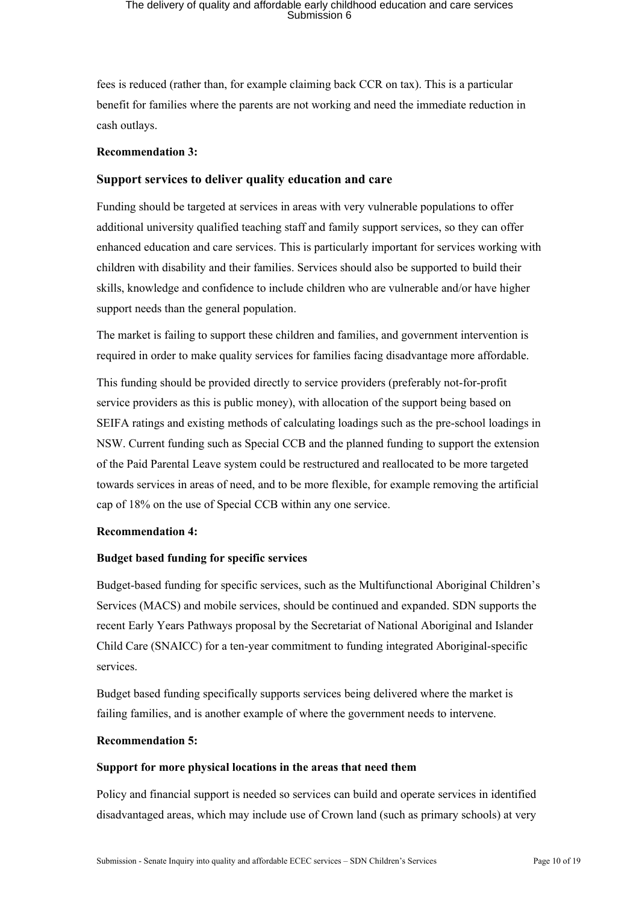fees is reduced (rather than, for example claiming back CCR on tax). This is a particular benefit for families where the parents are not working and need the immediate reduction in cash outlays.

**Recommendation 3:**

### Support services to deliver quality education and care

Funding should be targeted at services in areas with very vulnerable populations to offer additional university qualified teaching staff and family support services, so they can offer enhanced education and care services. This is particularly important for services working with children with disability and their families. Services should also be supported to build their skills, knowledge and confidence to include children who are vulnerable and/or have higher support needs than the general population.

The market is failing to support these children and families, and government intervention is required in order to make quality services for families facing disadvantage more affordable.

This funding should be provided directly to service providers (preferably not-for-profit service providers as this is public money), with allocation of the support being based on SEIFA ratings and existing methods of calculating loadings such as the pre-school loadings in NSW. Current funding such as Special CCB and the planned funding to support the extension of the Paid Parental Leave system could be restructured and reallocated to be more targeted towards services in areas of need, and to be more flexible, for example removing the artificial cap of 18% on the use of Special CCB within any one service.

**Recommendation 4:**

**Budget based funding for specific services**

Budget-based funding for specific services, such as the Multifunctional Aboriginal Children's Services (MACS) and mobile services, should be continued and expanded. SDN supports the recent Early Years Pathways proposal by the Secretariat of National Aboriginal and Islander Child Care (SNAICC) for a ten-year commitment to funding integrated Aboriginal-specific services.

Budget based funding specifically supports services being delivered where the market is failing families, and is another example of where the government needs to intervene.

**Recommendation 5:**

**Support for more physical locations in the areas that need them**

Policy and financial support is needed so services can build and operate services in identified disadvantaged areas, which may include use of Crown land (such as primary schools) at very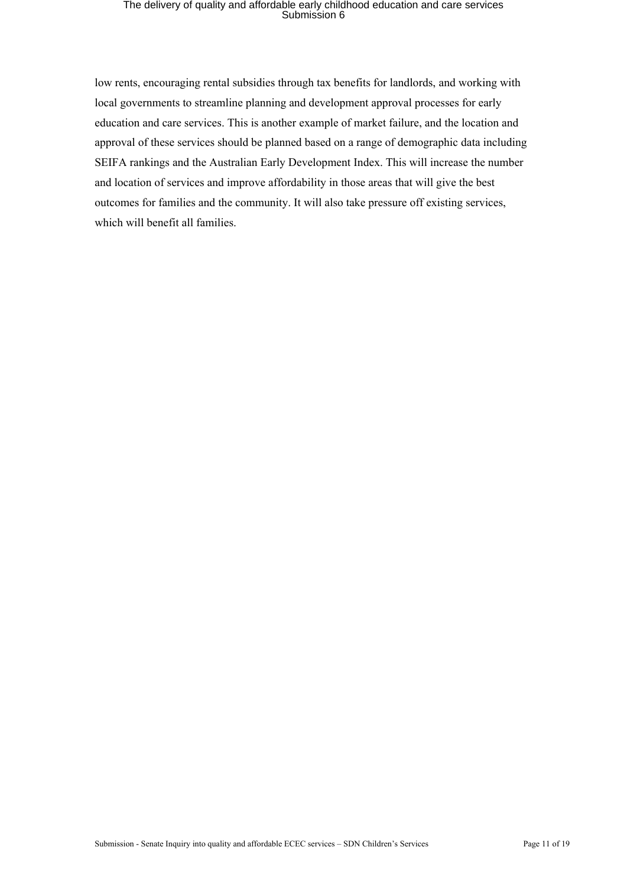low rents, encouraging rental subsidies through tax benefits for landlords, and working with local governments to streamline planning and development approval processes for early education and care services. This is another example of market failure, and the location and approval of these services should be planned based on a range of demographic data including SEIFA rankings and the Australian Early Development Index. This will increase the number and location of services and improve affordability in those areas that will give the best outcomes for families and the community. It will also take pressure off existing services, which will benefit all families.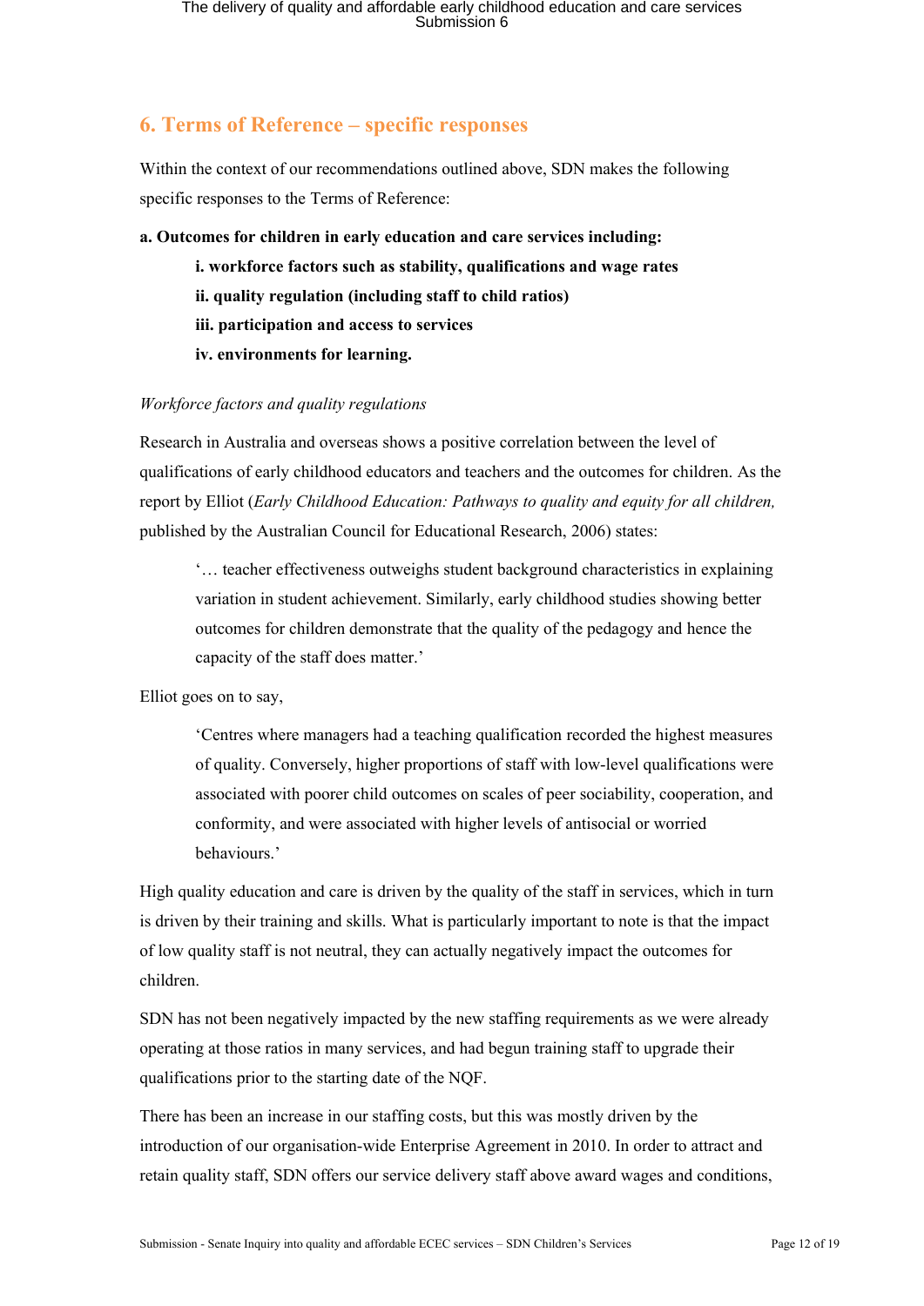## 6. Terms of Reference – specific responses

Within the context of our recommendations outlined above, SDN makes the following specific responses to the Terms of Reference:

**a. Outcomes for children in early education and care services including:**

> **i. workforce factors such as stability, qualifications and wage rates**
>
> **ii. quality regulation (including staff to child ratios)**
>
> **iii. participation and access to services**
>
> **iv. environments for learning.**

*Workforce factors and quality regulations*

Research in Australia and overseas shows a positive correlation between the level of qualifications of early childhood educators and teachers and the outcomes for children. As the report by Elliot (*Early Childhood Education: Pathways to quality and equity for all children,* published by the Australian Council for Educational Research, 2006) states:

> '… teacher effectiveness outweighs student background characteristics in explaining variation in student achievement. Similarly, early childhood studies showing better outcomes for children demonstrate that the quality of the pedagogy and hence the capacity of the staff does matter.'

Elliot goes on to say,

> 'Centres where managers had a teaching qualification recorded the highest measures of quality. Conversely, higher proportions of staff with low-level qualifications were associated with poorer child outcomes on scales of peer sociability, cooperation, and conformity, and were associated with higher levels of antisocial or worried behaviours.'

High quality education and care is driven by the quality of the staff in services, which in turn is driven by their training and skills. What is particularly important to note is that the impact of low quality staff is not neutral, they can actually negatively impact the outcomes for children.

SDN has not been negatively impacted by the new staffing requirements as we were already operating at those ratios in many services, and had begun training staff to upgrade their qualifications prior to the starting date of the NQF.

There has been an increase in our staffing costs, but this was mostly driven by the introduction of our organisation-wide Enterprise Agreement in 2010. In order to attract and retain quality staff, SDN offers our service delivery staff above award wages and conditions,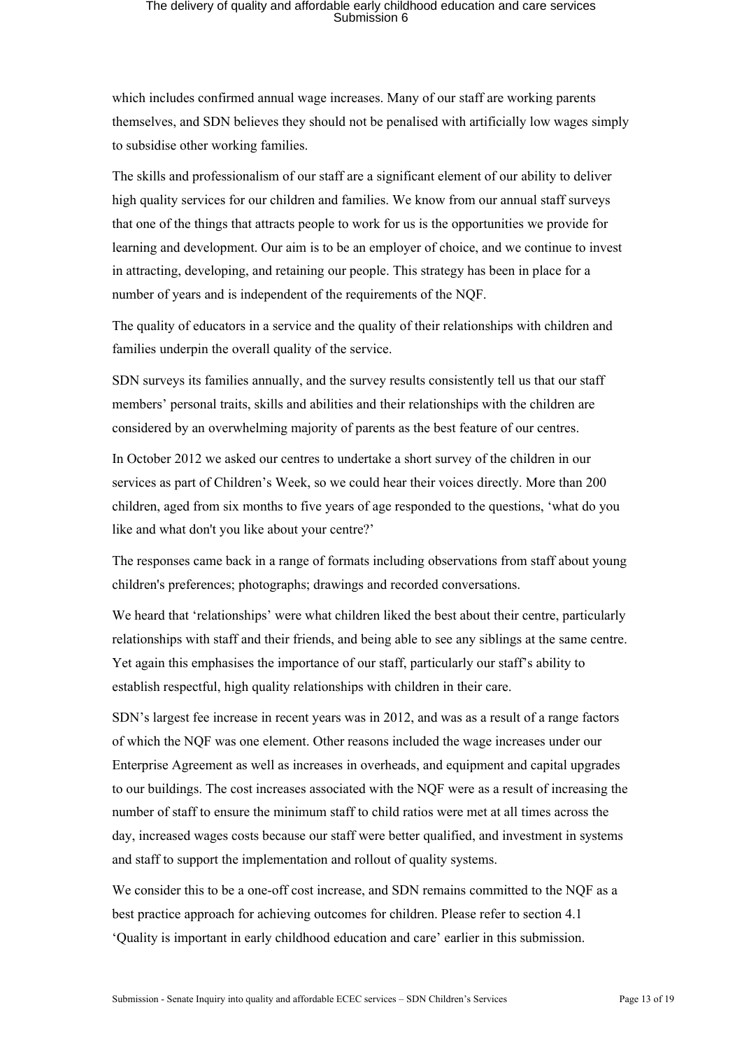which includes confirmed annual wage increases. Many of our staff are working parents themselves, and SDN believes they should not be penalised with artificially low wages simply to subsidise other working families.

The skills and professionalism of our staff are a significant element of our ability to deliver high quality services for our children and families. We know from our annual staff surveys that one of the things that attracts people to work for us is the opportunities we provide for learning and development. Our aim is to be an employer of choice, and we continue to invest in attracting, developing, and retaining our people. This strategy has been in place for a number of years and is independent of the requirements of the NQF.

The quality of educators in a service and the quality of their relationships with children and families underpin the overall quality of the service.

SDN surveys its families annually, and the survey results consistently tell us that our staff members' personal traits, skills and abilities and their relationships with the children are considered by an overwhelming majority of parents as the best feature of our centres.

In October 2012 we asked our centres to undertake a short survey of the children in our services as part of Children's Week, so we could hear their voices directly. More than 200 children, aged from six months to five years of age responded to the questions, 'what do you like and what don't you like about your centre?'

The responses came back in a range of formats including observations from staff about young children's preferences; photographs; drawings and recorded conversations.

We heard that 'relationships' were what children liked the best about their centre, particularly relationships with staff and their friends, and being able to see any siblings at the same centre. Yet again this emphasises the importance of our staff, particularly our staff's ability to establish respectful, high quality relationships with children in their care.

SDN's largest fee increase in recent years was in 2012, and was as a result of a range factors of which the NQF was one element. Other reasons included the wage increases under our Enterprise Agreement as well as increases in overheads, and equipment and capital upgrades to our buildings. The cost increases associated with the NQF were as a result of increasing the number of staff to ensure the minimum staff to child ratios were met at all times across the day, increased wages costs because our staff were better qualified, and investment in systems and staff to support the implementation and rollout of quality systems.

We consider this to be a one-off cost increase, and SDN remains committed to the NQF as a best practice approach for achieving outcomes for children. Please refer to section 4.1 'Quality is important in early childhood education and care' earlier in this submission.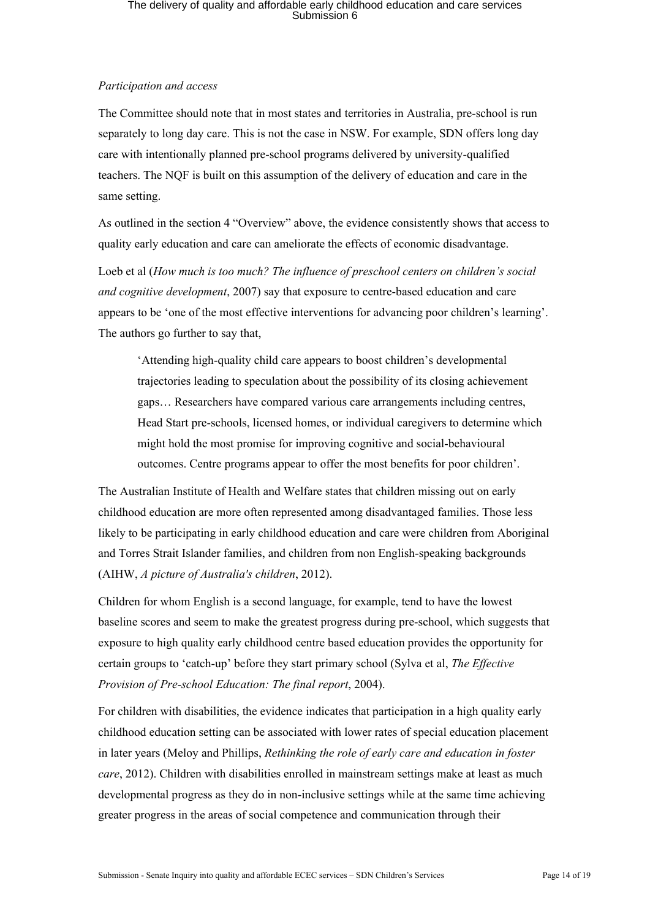*Participation and access*

The Committee should note that in most states and territories in Australia, pre-school is run separately to long day care. This is not the case in NSW. For example, SDN offers long day care with intentionally planned pre-school programs delivered by university-qualified teachers. The NQF is built on this assumption of the delivery of education and care in the same setting.

As outlined in the section 4 "Overview" above, the evidence consistently shows that access to quality early education and care can ameliorate the effects of economic disadvantage.

Loeb et al (*How much is too much? The influence of preschool centers on children's social and cognitive development*, 2007) say that exposure to centre-based education and care appears to be 'one of the most effective interventions for advancing poor children's learning'. The authors go further to say that,

> 'Attending high-quality child care appears to boost children's developmental trajectories leading to speculation about the possibility of its closing achievement gaps… Researchers have compared various care arrangements including centres, Head Start pre-schools, licensed homes, or individual caregivers to determine which might hold the most promise for improving cognitive and social-behavioural outcomes. Centre programs appear to offer the most benefits for poor children'.

The Australian Institute of Health and Welfare states that children missing out on early childhood education are more often represented among disadvantaged families. Those less likely to be participating in early childhood education and care were children from Aboriginal and Torres Strait Islander families, and children from non English-speaking backgrounds (AIHW, *A picture of Australia's children*, 2012).

Children for whom English is a second language, for example, tend to have the lowest baseline scores and seem to make the greatest progress during pre-school, which suggests that exposure to high quality early childhood centre based education provides the opportunity for certain groups to 'catch-up' before they start primary school (Sylva et al, *The Effective Provision of Pre-school Education: The final report*, 2004).

For children with disabilities, the evidence indicates that participation in a high quality early childhood education setting can be associated with lower rates of special education placement in later years (Meloy and Phillips, *Rethinking the role of early care and education in foster care*, 2012). Children with disabilities enrolled in mainstream settings make at least as much developmental progress as they do in non-inclusive settings while at the same time achieving greater progress in the areas of social competence and communication through their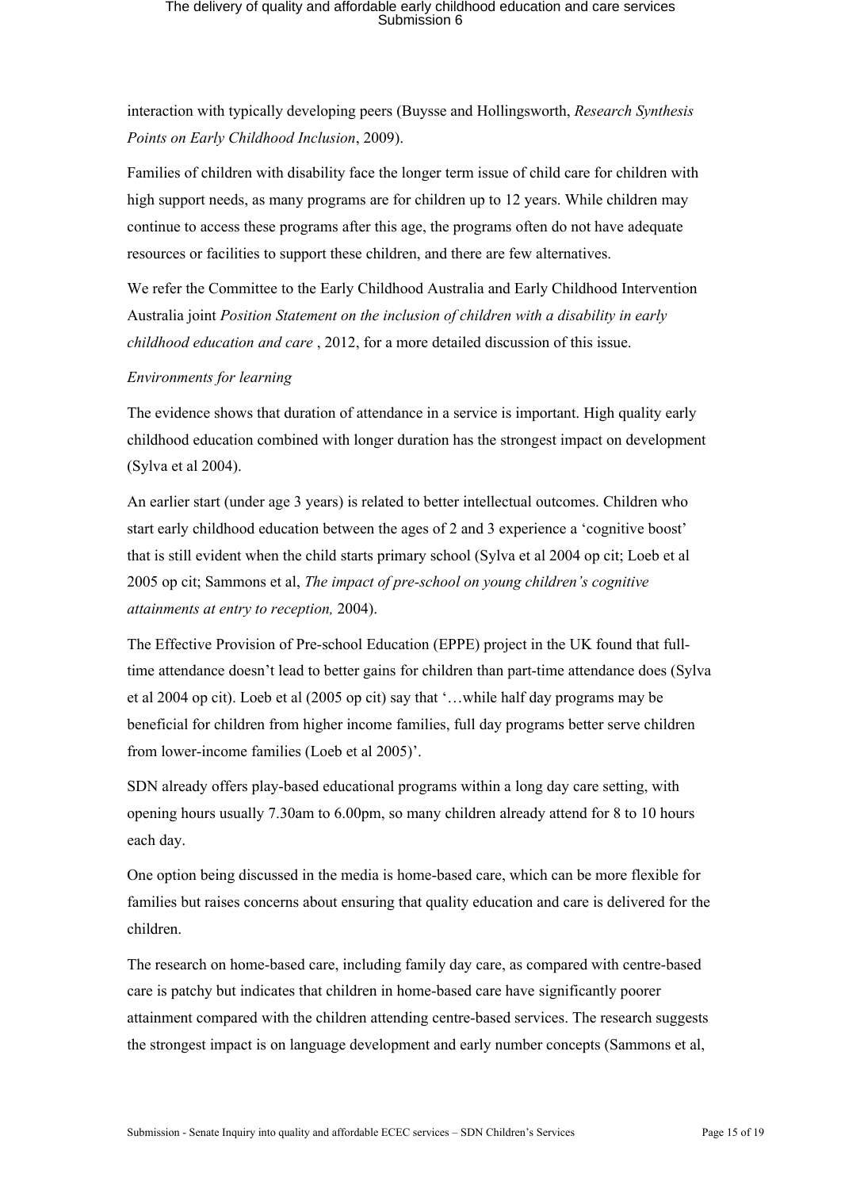interaction with typically developing peers (Buysse and Hollingsworth, *Research Synthesis Points on Early Childhood Inclusion*, 2009).

Families of children with disability face the longer term issue of child care for children with high support needs, as many programs are for children up to 12 years. While children may continue to access these programs after this age, the programs often do not have adequate resources or facilities to support these children, and there are few alternatives.

We refer the Committee to the Early Childhood Australia and Early Childhood Intervention Australia joint *Position Statement on the inclusion of children with a disability in early childhood education and care* , 2012, for a more detailed discussion of this issue.

*Environments for learning*

The evidence shows that duration of attendance in a service is important. High quality early childhood education combined with longer duration has the strongest impact on development (Sylva et al 2004).

An earlier start (under age 3 years) is related to better intellectual outcomes. Children who start early childhood education between the ages of 2 and 3 experience a 'cognitive boost' that is still evident when the child starts primary school (Sylva et al 2004 op cit; Loeb et al 2005 op cit; Sammons et al, *The impact of pre-school on young children's cognitive attainments at entry to reception,* 2004).

The Effective Provision of Pre-school Education (EPPE) project in the UK found that full-time attendance doesn't lead to better gains for children than part-time attendance does (Sylva et al 2004 op cit). Loeb et al (2005 op cit) say that '…while half day programs may be beneficial for children from higher income families, full day programs better serve children from lower-income families (Loeb et al 2005)'.

SDN already offers play-based educational programs within a long day care setting, with opening hours usually 7.30am to 6.00pm, so many children already attend for 8 to 10 hours each day.

One option being discussed in the media is home-based care, which can be more flexible for families but raises concerns about ensuring that quality education and care is delivered for the children.

The research on home-based care, including family day care, as compared with centre-based care is patchy but indicates that children in home-based care have significantly poorer attainment compared with the children attending centre-based services. The research suggests the strongest impact is on language development and early number concepts (Sammons et al,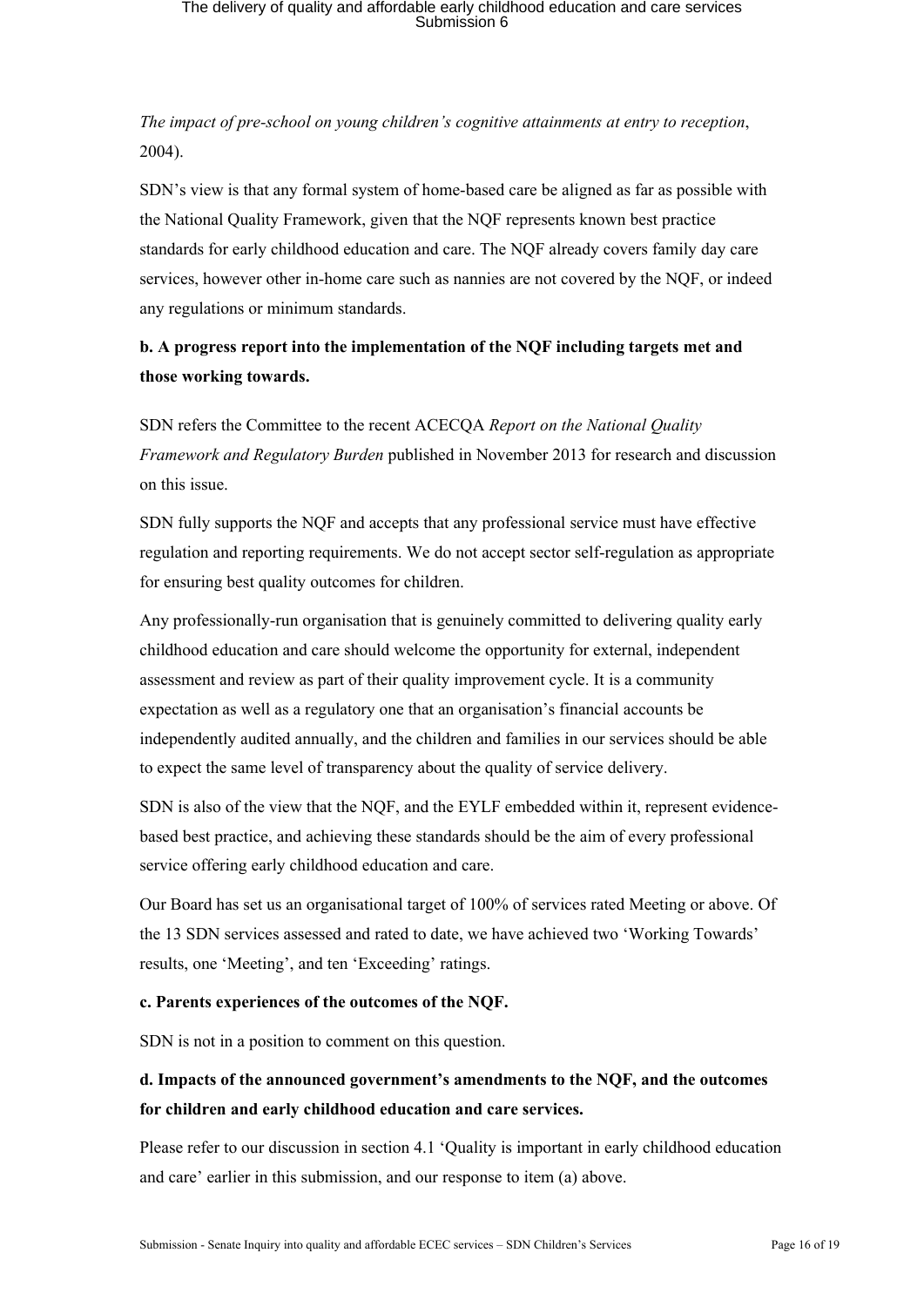*The impact of pre-school on young children's cognitive attainments at entry to reception*, 2004).

SDN's view is that any formal system of home-based care be aligned as far as possible with the National Quality Framework, given that the NQF represents known best practice standards for early childhood education and care. The NQF already covers family day care services, however other in-home care such as nannies are not covered by the NQF, or indeed any regulations or minimum standards.

**b. A progress report into the implementation of the NQF including targets met and those working towards.**

SDN refers the Committee to the recent ACECQA *Report on the National Quality Framework and Regulatory Burden* published in November 2013 for research and discussion on this issue.

SDN fully supports the NQF and accepts that any professional service must have effective regulation and reporting requirements. We do not accept sector self-regulation as appropriate for ensuring best quality outcomes for children.

Any professionally-run organisation that is genuinely committed to delivering quality early childhood education and care should welcome the opportunity for external, independent assessment and review as part of their quality improvement cycle. It is a community expectation as well as a regulatory one that an organisation's financial accounts be independently audited annually, and the children and families in our services should be able to expect the same level of transparency about the quality of service delivery.

SDN is also of the view that the NQF, and the EYLF embedded within it, represent evidence-based best practice, and achieving these standards should be the aim of every professional service offering early childhood education and care.

Our Board has set us an organisational target of 100% of services rated Meeting or above. Of the 13 SDN services assessed and rated to date, we have achieved two 'Working Towards' results, one 'Meeting', and ten 'Exceeding' ratings.

**c. Parents experiences of the outcomes of the NQF.**

SDN is not in a position to comment on this question.

**d. Impacts of the announced government's amendments to the NQF, and the outcomes for children and early childhood education and care services.**

Please refer to our discussion in section 4.1 'Quality is important in early childhood education and care' earlier in this submission, and our response to item (a) above.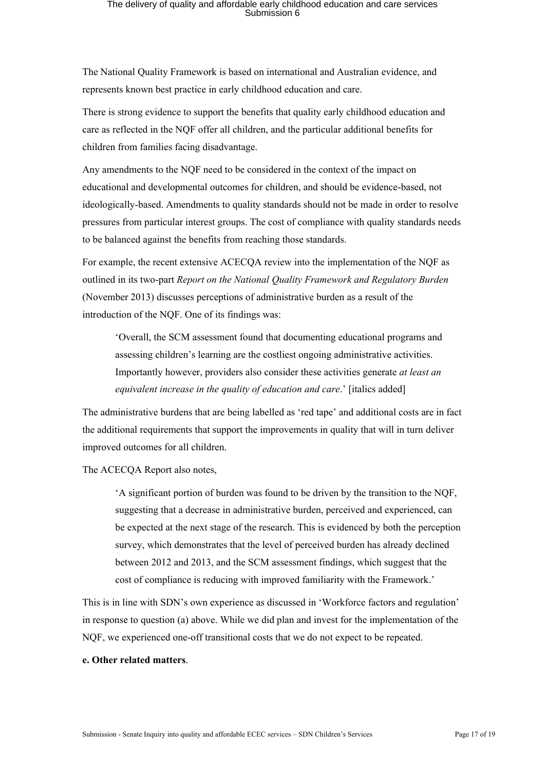The National Quality Framework is based on international and Australian evidence, and represents known best practice in early childhood education and care.

There is strong evidence to support the benefits that quality early childhood education and care as reflected in the NQF offer all children, and the particular additional benefits for children from families facing disadvantage.

Any amendments to the NQF need to be considered in the context of the impact on educational and developmental outcomes for children, and should be evidence-based, not ideologically-based. Amendments to quality standards should not be made in order to resolve pressures from particular interest groups. The cost of compliance with quality standards needs to be balanced against the benefits from reaching those standards.

For example, the recent extensive ACECQA review into the implementation of the NQF as outlined in its two-part *Report on the National Quality Framework and Regulatory Burden* (November 2013) discusses perceptions of administrative burden as a result of the introduction of the NQF. One of its findings was:

> 'Overall, the SCM assessment found that documenting educational programs and assessing children's learning are the costliest ongoing administrative activities. Importantly however, providers also consider these activities generate *at least an equivalent increase in the quality of education and care*.' [italics added]

The administrative burdens that are being labelled as 'red tape' and additional costs are in fact the additional requirements that support the improvements in quality that will in turn deliver improved outcomes for all children.

The ACECQA Report also notes,

> 'A significant portion of burden was found to be driven by the transition to the NQF, suggesting that a decrease in administrative burden, perceived and experienced, can be expected at the next stage of the research. This is evidenced by both the perception survey, which demonstrates that the level of perceived burden has already declined between 2012 and 2013, and the SCM assessment findings, which suggest that the cost of compliance is reducing with improved familiarity with the Framework.'

This is in line with SDN's own experience as discussed in 'Workforce factors and regulation' in response to question (a) above. While we did plan and invest for the implementation of the NQF, we experienced one-off transitional costs that we do not expect to be repeated.

**e. Other related matters**.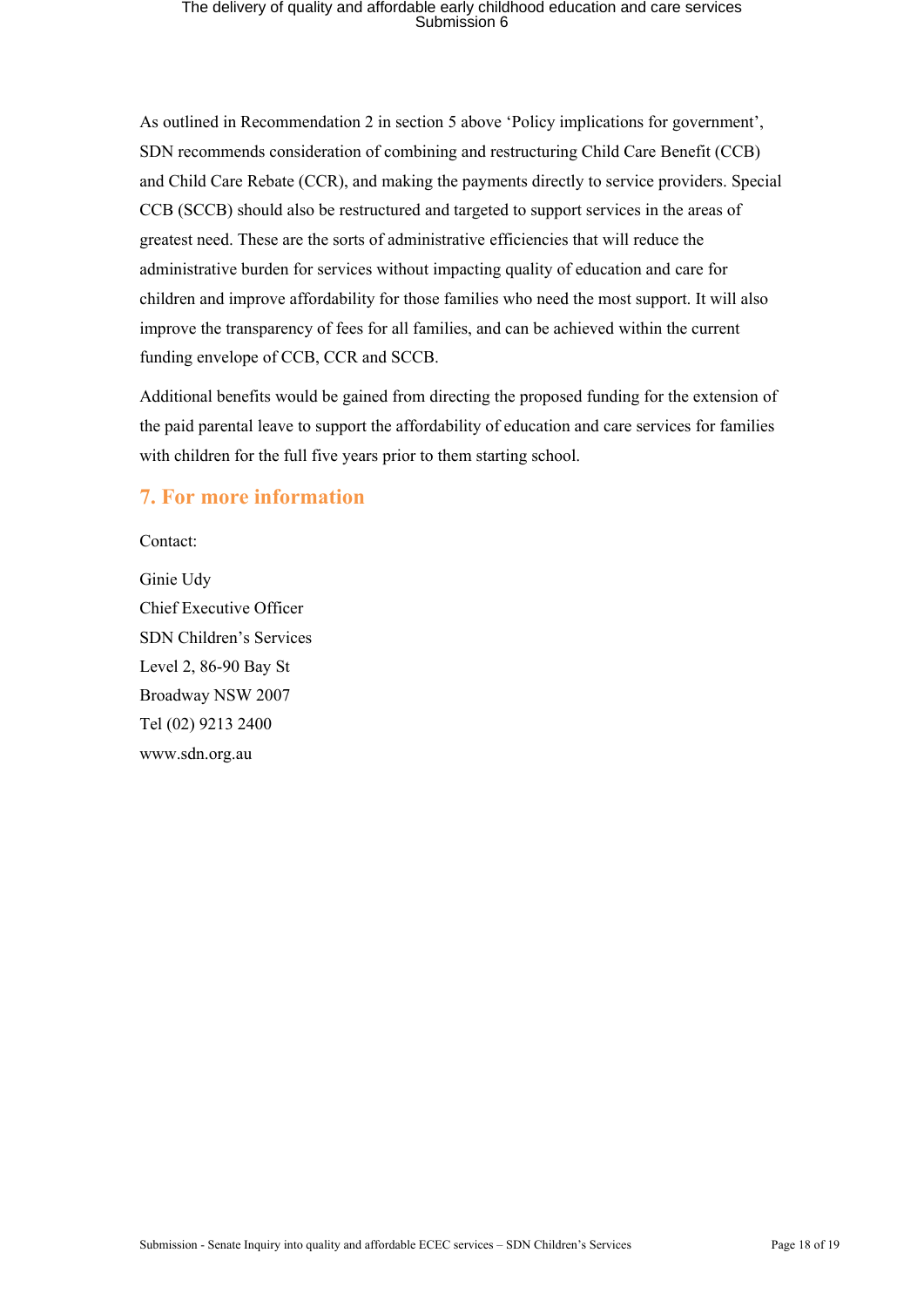As outlined in Recommendation 2 in section 5 above 'Policy implications for government', SDN recommends consideration of combining and restructuring Child Care Benefit (CCB) and Child Care Rebate (CCR), and making the payments directly to service providers. Special CCB (SCCB) should also be restructured and targeted to support services in the areas of greatest need. These are the sorts of administrative efficiencies that will reduce the administrative burden for services without impacting quality of education and care for children and improve affordability for those families who need the most support. It will also improve the transparency of fees for all families, and can be achieved within the current funding envelope of CCB, CCR and SCCB.

Additional benefits would be gained from directing the proposed funding for the extension of the paid parental leave to support the affordability of education and care services for families with children for the full five years prior to them starting school.

## 7. For more information

Contact:

Ginie Udy
Chief Executive Officer
SDN Children's Services
Level 2, 86-90 Bay St
Broadway NSW 2007
Tel (02) 9213 2400
www.sdn.org.au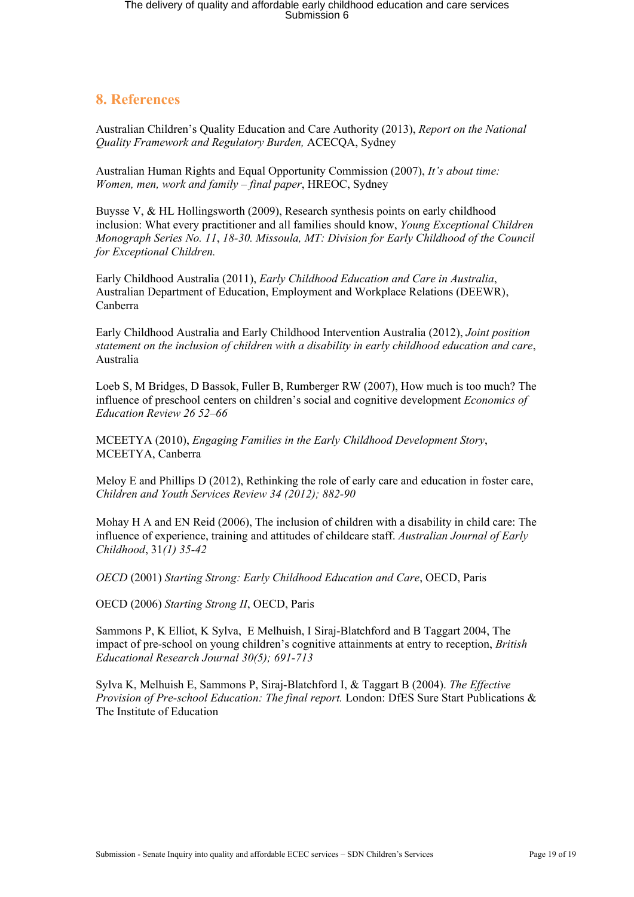## 8. References

Australian Children's Quality Education and Care Authority (2013), *Report on the National Quality Framework and Regulatory Burden,* ACECQA, Sydney

Australian Human Rights and Equal Opportunity Commission (2007), *It's about time: Women, men, work and family – final paper*, HREOC, Sydney

Buysse V, & HL Hollingsworth (2009), Research synthesis points on early childhood inclusion: What every practitioner and all families should know, *Young Exceptional Children Monograph Series No. 11*, *18-30. Missoula, MT: Division for Early Childhood of the Council for Exceptional Children.*

Early Childhood Australia (2011), *Early Childhood Education and Care in Australia*, Australian Department of Education, Employment and Workplace Relations (DEEWR), Canberra

Early Childhood Australia and Early Childhood Intervention Australia (2012), *Joint position statement on the inclusion of children with a disability in early childhood education and care*, Australia

Loeb S, M Bridges, D Bassok, Fuller B, Rumberger RW (2007), How much is too much? The influence of preschool centers on children's social and cognitive development *Economics of Education Review 26 52–66*

MCEETYA (2010), *Engaging Families in the Early Childhood Development Story*, MCEETYA, Canberra

Meloy E and Phillips D (2012), Rethinking the role of early care and education in foster care, *Children and Youth Services Review 34 (2012); 882-90*

Mohay H A and EN Reid (2006), The inclusion of children with a disability in child care: The influence of experience, training and attitudes of childcare staff. *Australian Journal of Early Childhood*, 31*(1) 35-42*

*OECD* (2001) *Starting Strong: Early Childhood Education and Care*, OECD, Paris

OECD (2006) *Starting Strong II*, OECD, Paris

Sammons P, K Elliot, K Sylva, E Melhuish, I Siraj-Blatchford and B Taggart 2004, The impact of pre-school on young children's cognitive attainments at entry to reception, *British Educational Research Journal 30(5); 691-713*

Sylva K, Melhuish E, Sammons P, Siraj-Blatchford I, & Taggart B (2004). *The Effective Provision of Pre-school Education: The final report.* London: DfES Sure Start Publications & The Institute of Education